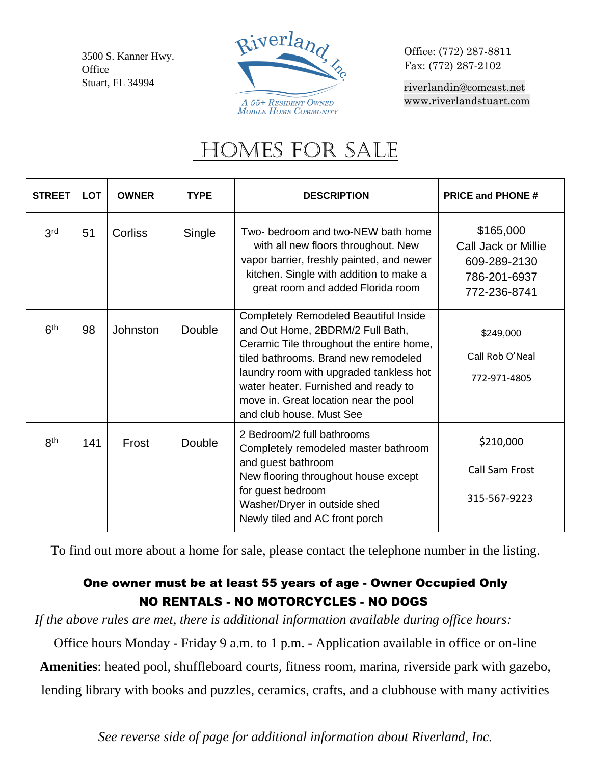3500 S. Kanner Hwy.
Office
Stuart, FL 34994

Riverland, Inc.
A 55+ Resident Owned Mobile Home Community

Office: (772) 287-8811
Fax: (772) 287-2102

riverlandin@comcast.net
www.riverlandstuart.com

# HOMES FOR SALE

| STREET | LOT | OWNER | TYPE | DESCRIPTION | PRICE and PHONE # |
|---|---|---|---|---|---|
| 3rd | 51 | Corliss | Single | Two- bedroom and two-NEW bath home with all new floors throughout. New vapor barrier, freshly painted, and newer kitchen. Single with addition to make a great room and added Florida room | $165,000 Call Jack or Millie 609-289-2130 786-201-6937 772-236-8741 |
| 6th | 98 | Johnston | Double | Completely Remodeled Beautiful Inside and Out Home, 2BDRM/2 Full Bath, Ceramic Tile throughout the entire home, tiled bathrooms. Brand new remodeled laundry room with upgraded tankless hot water heater. Furnished and ready to move in. Great location near the pool and club house. Must See | $249,000 Call Rob O'Neal 772-971-4805 |
| 8th | 141 | Frost | Double | 2 Bedroom/2 full bathrooms Completely remodeled master bathroom and guest bathroom New flooring throughout house except for guest bedroom Washer/Dryer in outside shed Newly tiled and AC front porch | $210,000 Call Sam Frost 315-567-9223 |

To find out more about a home for sale, please contact the telephone number in the listing.

**One owner must be at least 55 years of age - Owner Occupied Only**
**NO RENTALS - NO MOTORCYCLES - NO DOGS**

*If the above rules are met, there is additional information available during office hours:*

Office hours Monday - Friday 9 a.m. to 1 p.m. - Application available in office or on-line

**Amenities**: heated pool, shuffleboard courts, fitness room, marina, riverside park with gazebo, lending library with books and puzzles, ceramics, crafts, and a clubhouse with many activities

*See reverse side of page for additional information about Riverland, Inc.*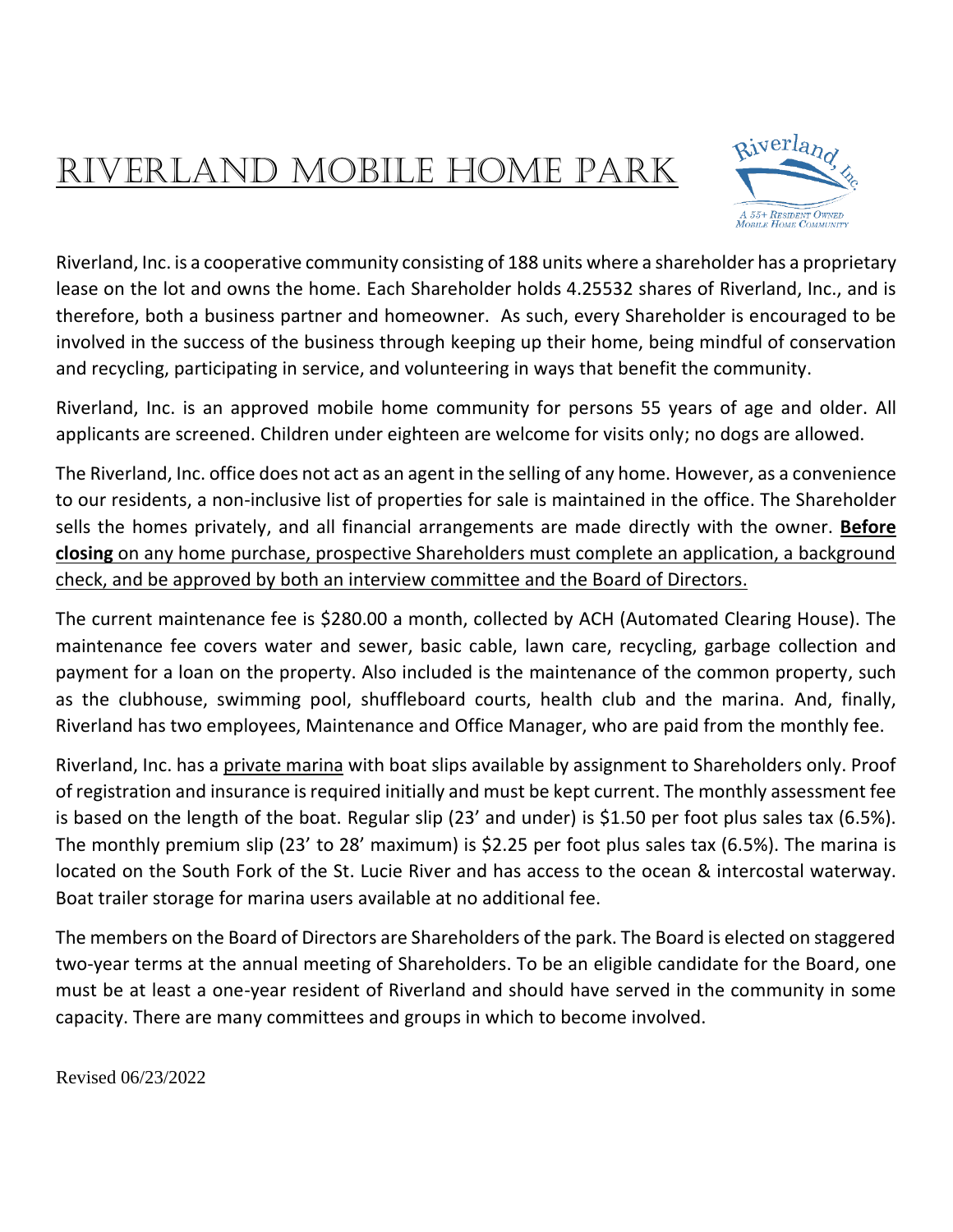# Riverland Mobile Home Park

Riverland, Inc. is a cooperative community consisting of 188 units where a shareholder has a proprietary lease on the lot and owns the home. Each Shareholder holds 4.25532 shares of Riverland, Inc., and is therefore, both a business partner and homeowner. As such, every Shareholder is encouraged to be involved in the success of the business through keeping up their home, being mindful of conservation and recycling, participating in service, and volunteering in ways that benefit the community.

Riverland, Inc. is an approved mobile home community for persons 55 years of age and older. All applicants are screened. Children under eighteen are welcome for visits only; no dogs are allowed.

The Riverland, Inc. office does not act as an agent in the selling of any home. However, as a convenience to our residents, a non-inclusive list of properties for sale is maintained in the office. The Shareholder sells the homes privately, and all financial arrangements are made directly with the owner. **Before closing** on any home purchase, prospective Shareholders must complete an application, a background check, and be approved by both an interview committee and the Board of Directors.

The current maintenance fee is $280.00 a month, collected by ACH (Automated Clearing House). The maintenance fee covers water and sewer, basic cable, lawn care, recycling, garbage collection and payment for a loan on the property. Also included is the maintenance of the common property, such as the clubhouse, swimming pool, shuffleboard courts, health club and the marina. And, finally, Riverland has two employees, Maintenance and Office Manager, who are paid from the monthly fee.

Riverland, Inc. has a private marina with boat slips available by assignment to Shareholders only. Proof of registration and insurance is required initially and must be kept current. The monthly assessment fee is based on the length of the boat. Regular slip (23' and under) is $1.50 per foot plus sales tax (6.5%). The monthly premium slip (23' to 28' maximum) is $2.25 per foot plus sales tax (6.5%). The marina is located on the South Fork of the St. Lucie River and has access to the ocean & intercostal waterway. Boat trailer storage for marina users available at no additional fee.

The members on the Board of Directors are Shareholders of the park. The Board is elected on staggered two-year terms at the annual meeting of Shareholders. To be an eligible candidate for the Board, one must be at least a one-year resident of Riverland and should have served in the community in some capacity. There are many committees and groups in which to become involved.

Revised 06/23/2022